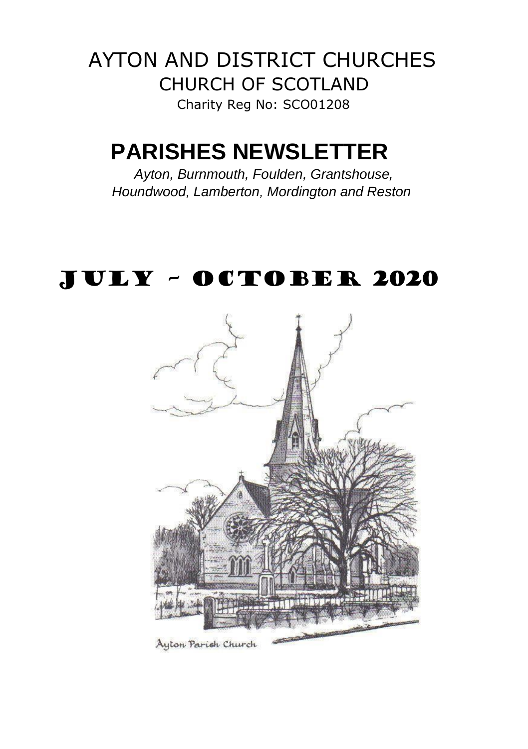# AYTON AND DISTRICT CHURCHES

## CHURCH OF SCOTLAND

Charity Reg No: SCO01208

# PARISHES NEWSLETTER

*Ayton, Burnmouth, Foulden, Grantshouse, Houndwood, Lamberton, Mordington and Reston*

# JULY – OCTOBER 2020

Ayton Parish Church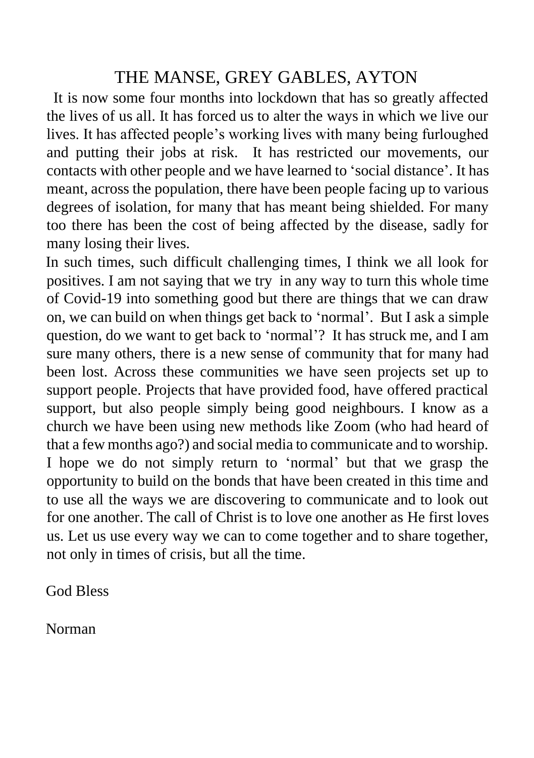# THE MANSE, GREY GABLES, AYTON

It is now some four months into lockdown that has so greatly affected the lives of us all. It has forced us to alter the ways in which we live our lives. It has affected people's working lives with many being furloughed and putting their jobs at risk. It has restricted our movements, our contacts with other people and we have learned to 'social distance'. It has meant, across the population, there have been people facing up to various degrees of isolation, for many that has meant being shielded. For many too there has been the cost of being affected by the disease, sadly for many losing their lives.

In such times, such difficult challenging times, I think we all look for positives. I am not saying that we try in any way to turn this whole time of Covid-19 into something good but there are things that we can draw on, we can build on when things get back to 'normal'. But I ask a simple question, do we want to get back to 'normal'? It has struck me, and I am sure many others, there is a new sense of community that for many had been lost. Across these communities we have seen projects set up to support people. Projects that have provided food, have offered practical support, but also people simply being good neighbours. I know as a church we have been using new methods like Zoom (who had heard of that a few months ago?) and social media to communicate and to worship. I hope we do not simply return to 'normal' but that we grasp the opportunity to build on the bonds that have been created in this time and to use all the ways we are discovering to communicate and to look out for one another. The call of Christ is to love one another as He first loves us. Let us use every way we can to come together and to share together, not only in times of crisis, but all the time.

God Bless

Norman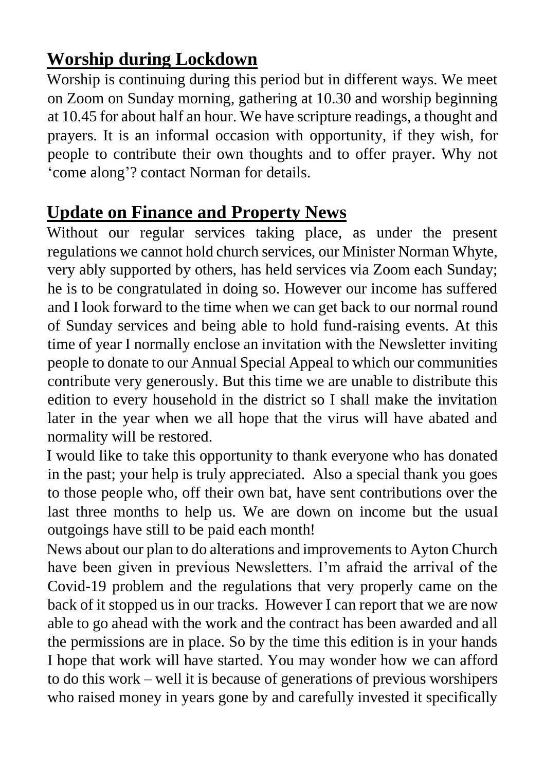## Worship during Lockdown

Worship is continuing during this period but in different ways. We meet on Zoom on Sunday morning, gathering at 10.30 and worship beginning at 10.45 for about half an hour. We have scripture readings, a thought and prayers. It is an informal occasion with opportunity, if they wish, for people to contribute their own thoughts and to offer prayer. Why not 'come along'? contact Norman for details.

## Update on Finance and Property News

Without our regular services taking place, as under the present regulations we cannot hold church services, our Minister Norman Whyte, very ably supported by others, has held services via Zoom each Sunday; he is to be congratulated in doing so. However our income has suffered and I look forward to the time when we can get back to our normal round of Sunday services and being able to hold fund-raising events. At this time of year I normally enclose an invitation with the Newsletter inviting people to donate to our Annual Special Appeal to which our communities contribute very generously. But this time we are unable to distribute this edition to every household in the district so I shall make the invitation later in the year when we all hope that the virus will have abated and normality will be restored.

I would like to take this opportunity to thank everyone who has donated in the past; your help is truly appreciated. Also a special thank you goes to those people who, off their own bat, have sent contributions over the last three months to help us. We are down on income but the usual outgoings have still to be paid each month!

News about our plan to do alterations and improvements to Ayton Church have been given in previous Newsletters. I'm afraid the arrival of the Covid-19 problem and the regulations that very properly came on the back of it stopped us in our tracks. However I can report that we are now able to go ahead with the work and the contract has been awarded and all the permissions are in place. So by the time this edition is in your hands I hope that work will have started. You may wonder how we can afford to do this work – well it is because of generations of previous worshipers who raised money in years gone by and carefully invested it specifically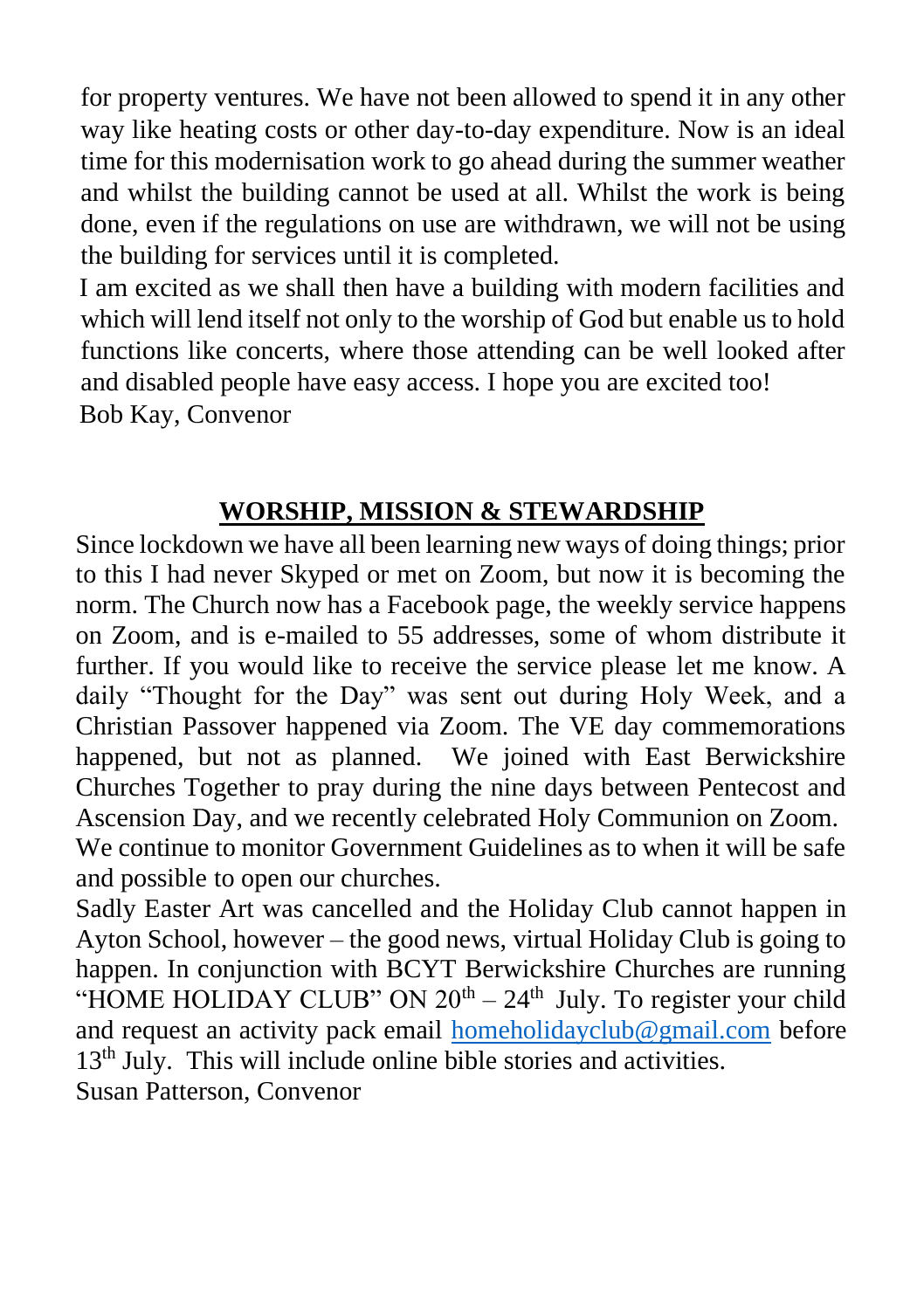for property ventures. We have not been allowed to spend it in any other way like heating costs or other day-to-day expenditure. Now is an ideal time for this modernisation work to go ahead during the summer weather and whilst the building cannot be used at all. Whilst the work is being done, even if the regulations on use are withdrawn, we will not be using the building for services until it is completed.

I am excited as we shall then have a building with modern facilities and which will lend itself not only to the worship of God but enable us to hold functions like concerts, where those attending can be well looked after and disabled people have easy access. I hope you are excited too!

Bob Kay, Convenor

## WORSHIP, MISSION & STEWARDSHIP

Since lockdown we have all been learning new ways of doing things; prior to this I had never Skyped or met on Zoom, but now it is becoming the norm. The Church now has a Facebook page, the weekly service happens on Zoom, and is e-mailed to 55 addresses, some of whom distribute it further. If you would like to receive the service please let me know. A daily "Thought for the Day" was sent out during Holy Week, and a Christian Passover happened via Zoom. The VE day commemorations happened, but not as planned. We joined with East Berwickshire Churches Together to pray during the nine days between Pentecost and Ascension Day, and we recently celebrated Holy Communion on Zoom.

We continue to monitor Government Guidelines as to when it will be safe and possible to open our churches.

Sadly Easter Art was cancelled and the Holiday Club cannot happen in Ayton School, however – the good news, virtual Holiday Club is going to happen. In conjunction with BCYT Berwickshire Churches are running "HOME HOLIDAY CLUB" ON 20th – 24th July. To register your child and request an activity pack email homeholidayclub@gmail.com before 13th July. This will include online bible stories and activities.

Susan Patterson, Convenor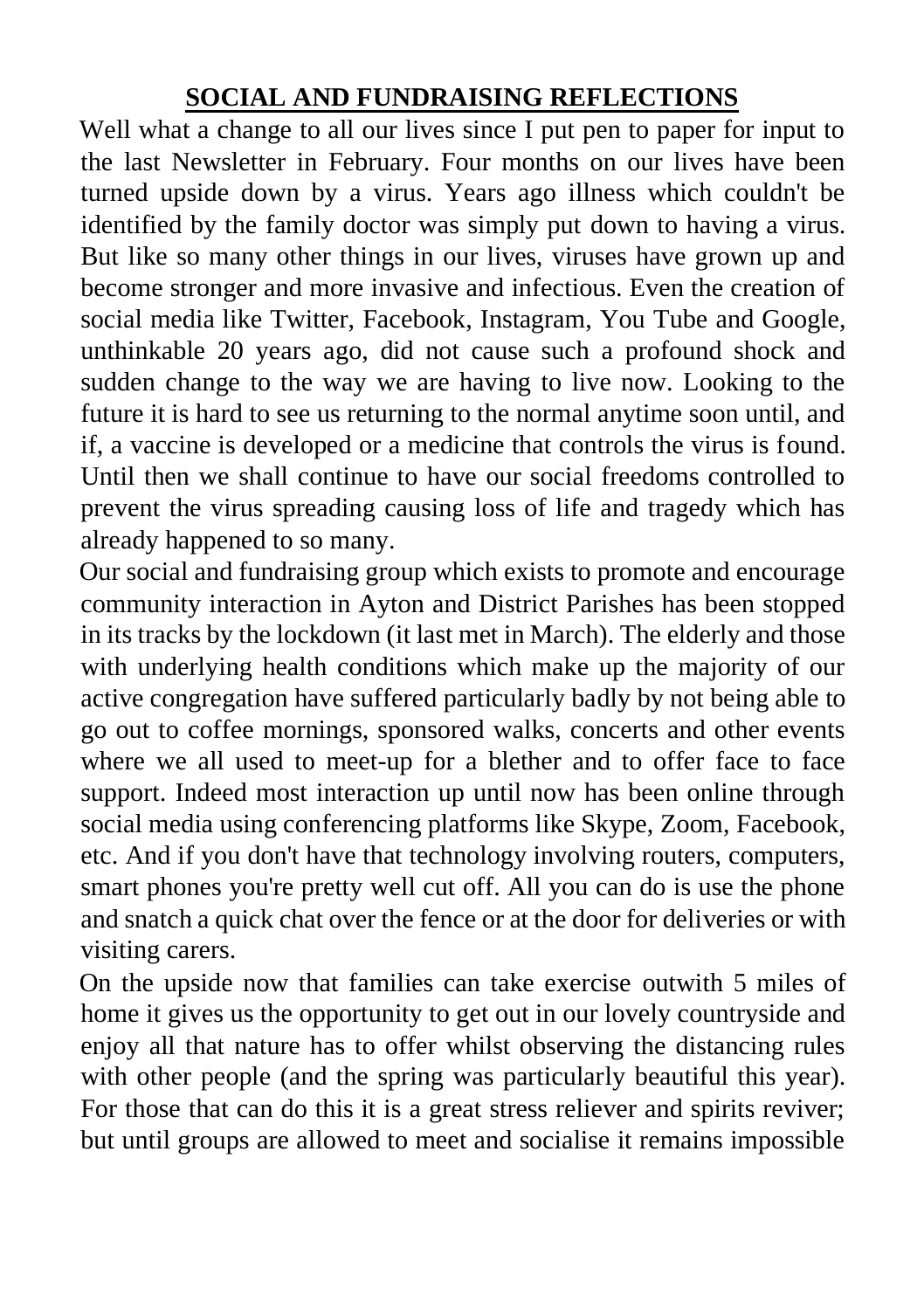## SOCIAL AND FUNDRAISING REFLECTIONS

Well what a change to all our lives since I put pen to paper for input to the last Newsletter in February. Four months on our lives have been turned upside down by a virus. Years ago illness which couldn't be identified by the family doctor was simply put down to having a virus. But like so many other things in our lives, viruses have grown up and become stronger and more invasive and infectious. Even the creation of social media like Twitter, Facebook, Instagram, You Tube and Google, unthinkable 20 years ago, did not cause such a profound shock and sudden change to the way we are having to live now. Looking to the future it is hard to see us returning to the normal anytime soon until, and if, a vaccine is developed or a medicine that controls the virus is found. Until then we shall continue to have our social freedoms controlled to prevent the virus spreading causing loss of life and tragedy which has already happened to so many.

Our social and fundraising group which exists to promote and encourage community interaction in Ayton and District Parishes has been stopped in its tracks by the lockdown (it last met in March). The elderly and those with underlying health conditions which make up the majority of our active congregation have suffered particularly badly by not being able to go out to coffee mornings, sponsored walks, concerts and other events where we all used to meet-up for a blether and to offer face to face support. Indeed most interaction up until now has been online through social media using conferencing platforms like Skype, Zoom, Facebook, etc. And if you don't have that technology involving routers, computers, smart phones you're pretty well cut off. All you can do is use the phone and snatch a quick chat over the fence or at the door for deliveries or with visiting carers.

On the upside now that families can take exercise outwith 5 miles of home it gives us the opportunity to get out in our lovely countryside and enjoy all that nature has to offer whilst observing the distancing rules with other people (and the spring was particularly beautiful this year). For those that can do this it is a great stress reliever and spirits reviver; but until groups are allowed to meet and socialise it remains impossible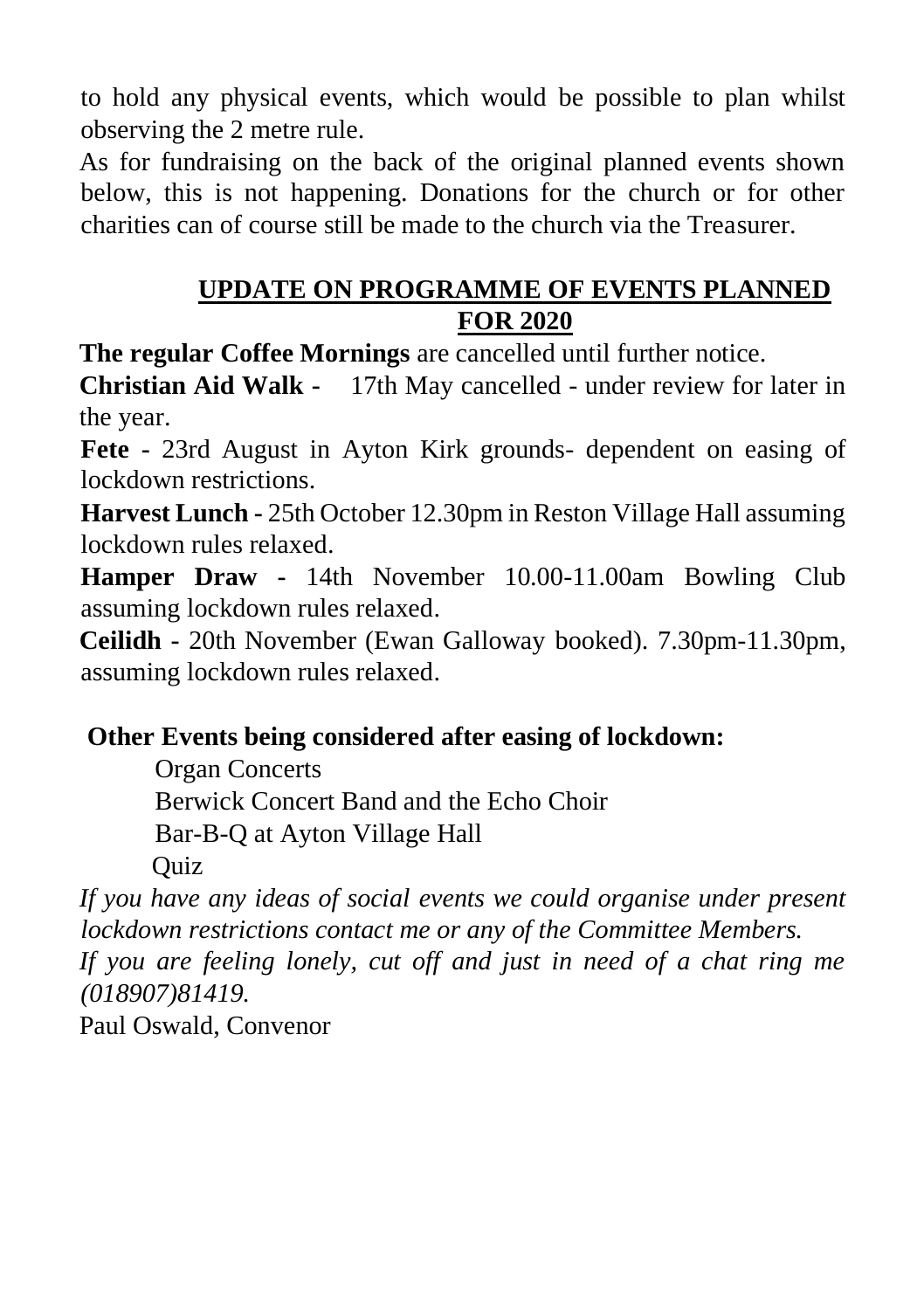to hold any physical events, which would be possible to plan whilst observing the 2 metre rule.

As for fundraising on the back of the original planned events shown below, this is not happening. Donations for the church or for other charities can of course still be made to the church via the Treasurer.

## UPDATE ON PROGRAMME OF EVENTS PLANNED FOR 2020

**The regular Coffee Mornings** are cancelled until further notice.

**Christian Aid Walk -** 17th May cancelled - under review for later in the year.

**Fete -** 23rd August in Ayton Kirk grounds- dependent on easing of lockdown restrictions.

**Harvest Lunch -** 25th October 12.30pm in Reston Village Hall assuming lockdown rules relaxed.

**Hamper Draw -** 14th November 10.00-11.00am Bowling Club assuming lockdown rules relaxed.

**Ceilidh -** 20th November (Ewan Galloway booked). 7.30pm-11.30pm, assuming lockdown rules relaxed.

**Other Events being considered after easing of lockdown:**

- Organ Concerts
- Berwick Concert Band and the Echo Choir
- Bar-B-Q at Ayton Village Hall
- Quiz

*If you have any ideas of social events we could organise under present lockdown restrictions contact me or any of the Committee Members.*

*If you are feeling lonely, cut off and just in need of a chat ring me (018907)81419.*

Paul Oswald, Convenor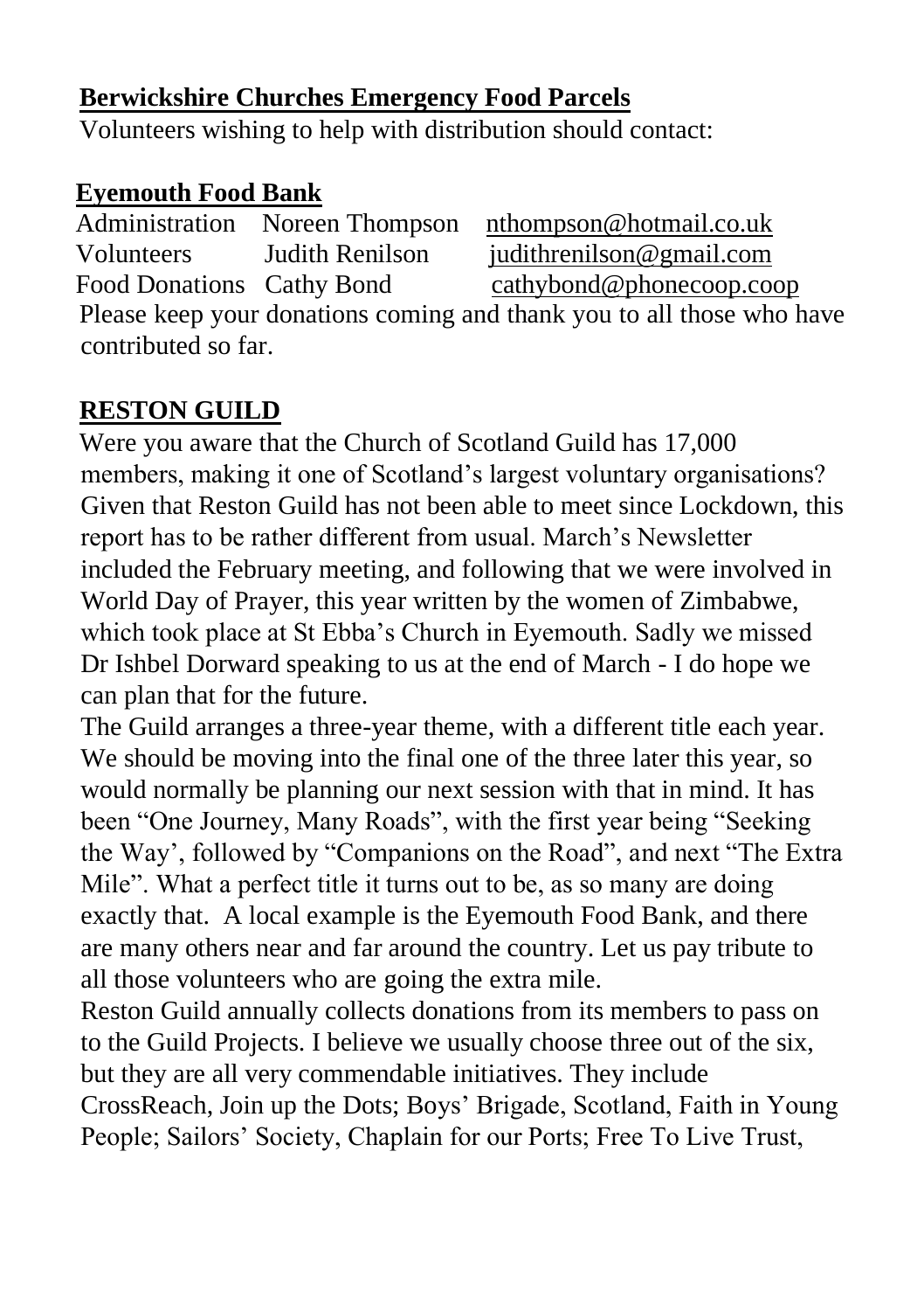## **Berwickshire Churches Emergency Food Parcels**

Volunteers wishing to help with distribution should contact:

### **Eyemouth Food Bank**

| | | |
|---|---|---|
| Administration | Noreen Thompson | nthompson@hotmail.co.uk |
| Volunteers | Judith Renilson | judithrenilson@gmail.com |
| Food Donations | Cathy Bond | cathybond@phonecoop.coop |

Please keep your donations coming and thank you to all those who have contributed so far.

## **RESTON GUILD**

Were you aware that the Church of Scotland Guild has 17,000 members, making it one of Scotland's largest voluntary organisations? Given that Reston Guild has not been able to meet since Lockdown, this report has to be rather different from usual. March's Newsletter included the February meeting, and following that we were involved in World Day of Prayer, this year written by the women of Zimbabwe, which took place at St Ebba's Church in Eyemouth. Sadly we missed Dr Ishbel Dorward speaking to us at the end of March - I do hope we can plan that for the future.

The Guild arranges a three-year theme, with a different title each year. We should be moving into the final one of the three later this year, so would normally be planning our next session with that in mind. It has been "One Journey, Many Roads", with the first year being "Seeking the Way', followed by "Companions on the Road", and next "The Extra Mile". What a perfect title it turns out to be, as so many are doing exactly that. A local example is the Eyemouth Food Bank, and there are many others near and far around the country. Let us pay tribute to all those volunteers who are going the extra mile.

Reston Guild annually collects donations from its members to pass on to the Guild Projects. I believe we usually choose three out of the six, but they are all very commendable initiatives. They include CrossReach, Join up the Dots; Boys' Brigade, Scotland, Faith in Young People; Sailors' Society, Chaplain for our Ports; Free To Live Trust,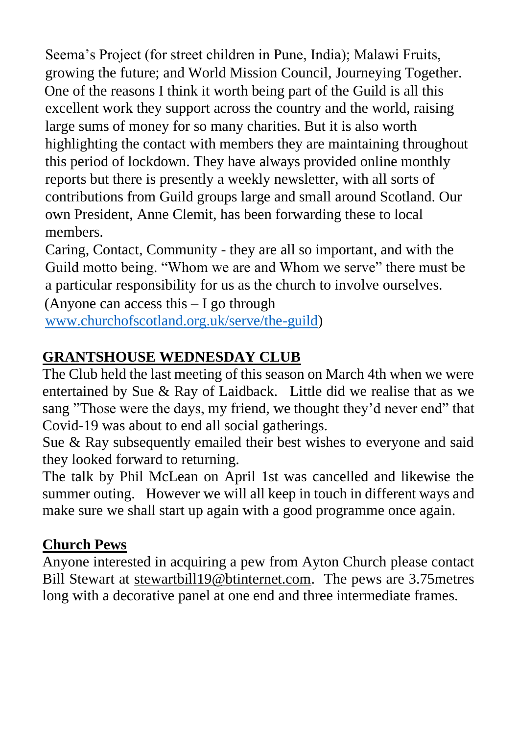Seema's Project (for street children in Pune, India); Malawi Fruits, growing the future; and World Mission Council, Journeying Together. One of the reasons I think it worth being part of the Guild is all this excellent work they support across the country and the world, raising large sums of money for so many charities. But it is also worth highlighting the contact with members they are maintaining throughout this period of lockdown. They have always provided online monthly reports but there is presently a weekly newsletter, with all sorts of contributions from Guild groups large and small around Scotland. Our own President, Anne Clemit, has been forwarding these to local members.

Caring, Contact, Community - they are all so important, and with the Guild motto being. "Whom we are and Whom we serve" there must be a particular responsibility for us as the church to involve ourselves. (Anyone can access this – I go through [www.churchofscotland.org.uk/serve/the-guild](www.churchofscotland.org.uk/serve/the-guild))

## GRANTSHOUSE WEDNESDAY CLUB

The Club held the last meeting of this season on March 4th when we were entertained by Sue & Ray of Laidback. Little did we realise that as we sang "Those were the days, my friend, we thought they'd never end" that Covid-19 was about to end all social gatherings.

Sue & Ray subsequently emailed their best wishes to everyone and said they looked forward to returning.

The talk by Phil McLean on April 1st was cancelled and likewise the summer outing. However we will all keep in touch in different ways and make sure we shall start up again with a good programme once again.

## Church Pews

Anyone interested in acquiring a pew from Ayton Church please contact Bill Stewart at stewartbill19@btinternet.com. The pews are 3.75metres long with a decorative panel at one end and three intermediate frames.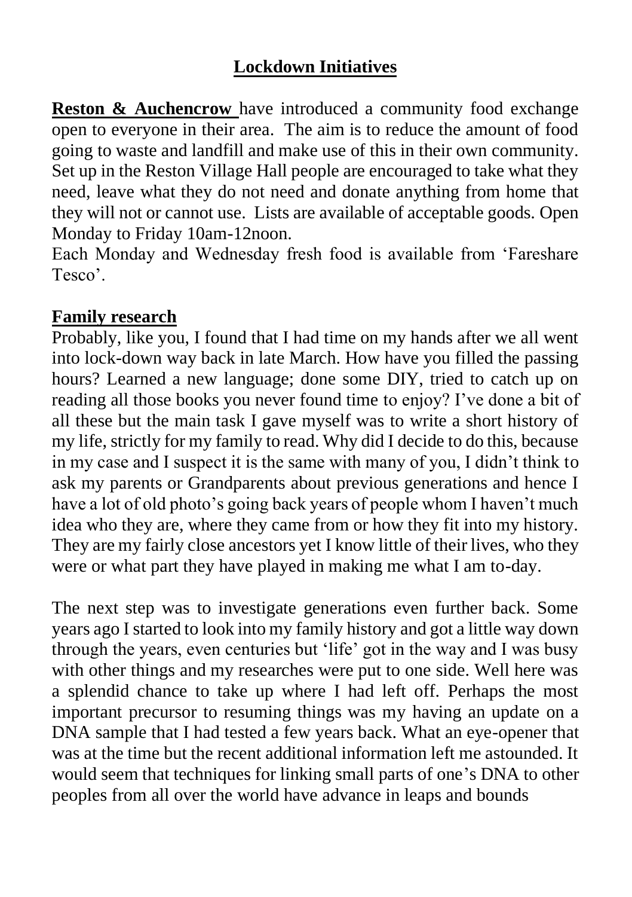## Lockdown Initiatives

**Reston & Auchencrow** have introduced a community food exchange open to everyone in their area. The aim is to reduce the amount of food going to waste and landfill and make use of this in their own community. Set up in the Reston Village Hall people are encouraged to take what they need, leave what they do not need and donate anything from home that they will not or cannot use. Lists are available of acceptable goods. Open Monday to Friday 10am-12noon.

Each Monday and Wednesday fresh food is available from 'Fareshare Tesco'.

**Family research**

Probably, like you, I found that I had time on my hands after we all went into lock-down way back in late March. How have you filled the passing hours? Learned a new language; done some DIY, tried to catch up on reading all those books you never found time to enjoy? I've done a bit of all these but the main task I gave myself was to write a short history of my life, strictly for my family to read. Why did I decide to do this, because in my case and I suspect it is the same with many of you, I didn't think to ask my parents or Grandparents about previous generations and hence I have a lot of old photo's going back years of people whom I haven't much idea who they are, where they came from or how they fit into my history. They are my fairly close ancestors yet I know little of their lives, who they were or what part they have played in making me what I am to-day.

The next step was to investigate generations even further back. Some years ago I started to look into my family history and got a little way down through the years, even centuries but 'life' got in the way and I was busy with other things and my researches were put to one side. Well here was a splendid chance to take up where I had left off. Perhaps the most important precursor to resuming things was my having an update on a DNA sample that I had tested a few years back. What an eye-opener that was at the time but the recent additional information left me astounded. It would seem that techniques for linking small parts of one's DNA to other peoples from all over the world have advance in leaps and bounds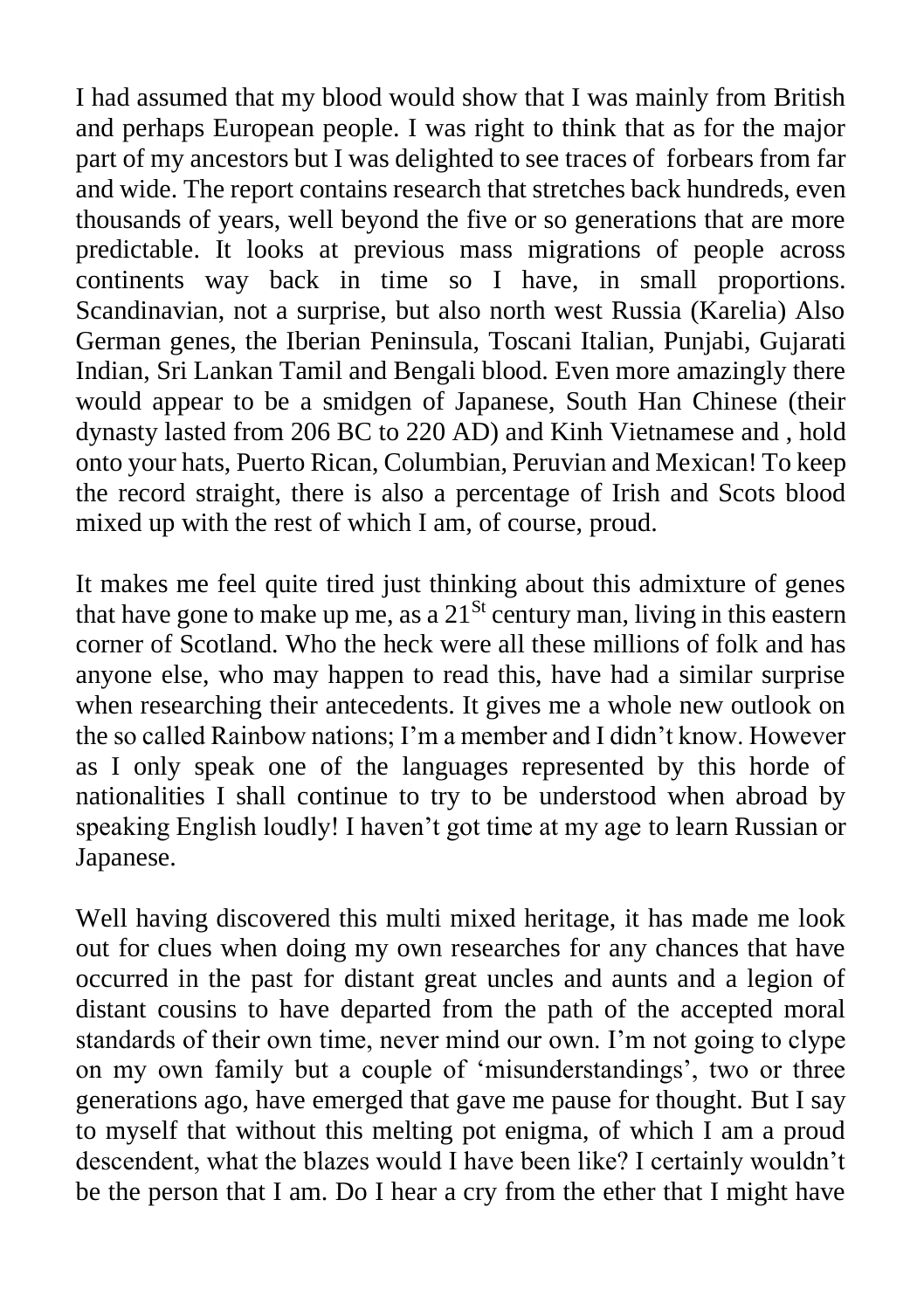I had assumed that my blood would show that I was mainly from British and perhaps European people. I was right to think that as for the major part of my ancestors but I was delighted to see traces of forbears from far and wide. The report contains research that stretches back hundreds, even thousands of years, well beyond the five or so generations that are more predictable. It looks at previous mass migrations of people across continents way back in time so I have, in small proportions. Scandinavian, not a surprise, but also north west Russia (Karelia) Also German genes, the Iberian Peninsula, Toscani Italian, Punjabi, Gujarati Indian, Sri Lankan Tamil and Bengali blood. Even more amazingly there would appear to be a smidgen of Japanese, South Han Chinese (their dynasty lasted from 206 BC to 220 AD) and Kinh Vietnamese and , hold onto your hats, Puerto Rican, Columbian, Peruvian and Mexican! To keep the record straight, there is also a percentage of Irish and Scots blood mixed up with the rest of which I am, of course, proud.

It makes me feel quite tired just thinking about this admixture of genes that have gone to make up me, as a 21^St century man, living in this eastern corner of Scotland. Who the heck were all these millions of folk and has anyone else, who may happen to read this, have had a similar surprise when researching their antecedents. It gives me a whole new outlook on the so called Rainbow nations; I'm a member and I didn't know. However as I only speak one of the languages represented by this horde of nationalities I shall continue to try to be understood when abroad by speaking English loudly! I haven't got time at my age to learn Russian or Japanese.

Well having discovered this multi mixed heritage, it has made me look out for clues when doing my own researches for any chances that have occurred in the past for distant great uncles and aunts and a legion of distant cousins to have departed from the path of the accepted moral standards of their own time, never mind our own. I'm not going to clype on my own family but a couple of 'misunderstandings', two or three generations ago, have emerged that gave me pause for thought. But I say to myself that without this melting pot enigma, of which I am a proud descendent, what the blazes would I have been like? I certainly wouldn't be the person that I am. Do I hear a cry from the ether that I might have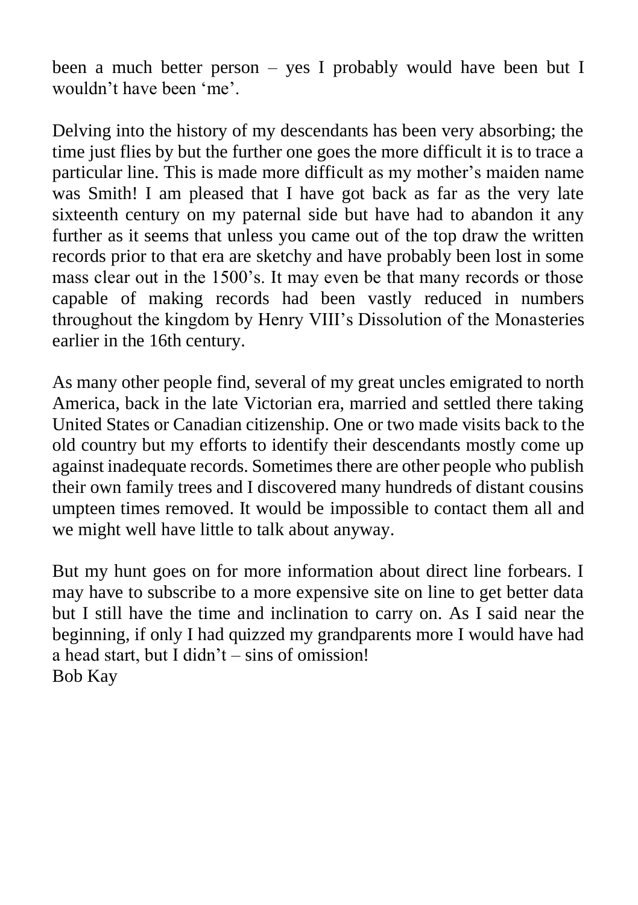been a much better person – yes I probably would have been but I wouldn't have been 'me'.

Delving into the history of my descendants has been very absorbing; the time just flies by but the further one goes the more difficult it is to trace a particular line. This is made more difficult as my mother's maiden name was Smith! I am pleased that I have got back as far as the very late sixteenth century on my paternal side but have had to abandon it any further as it seems that unless you came out of the top draw the written records prior to that era are sketchy and have probably been lost in some mass clear out in the 1500's. It may even be that many records or those capable of making records had been vastly reduced in numbers throughout the kingdom by Henry VIII's Dissolution of the Monasteries earlier in the 16th century.

As many other people find, several of my great uncles emigrated to north America, back in the late Victorian era, married and settled there taking United States or Canadian citizenship. One or two made visits back to the old country but my efforts to identify their descendants mostly come up against inadequate records. Sometimes there are other people who publish their own family trees and I discovered many hundreds of distant cousins umpteen times removed. It would be impossible to contact them all and we might well have little to talk about anyway.

But my hunt goes on for more information about direct line forbears. I may have to subscribe to a more expensive site on line to get better data but I still have the time and inclination to carry on. As I said near the beginning, if only I had quizzed my grandparents more I would have had a head start, but I didn't – sins of omission!
Bob Kay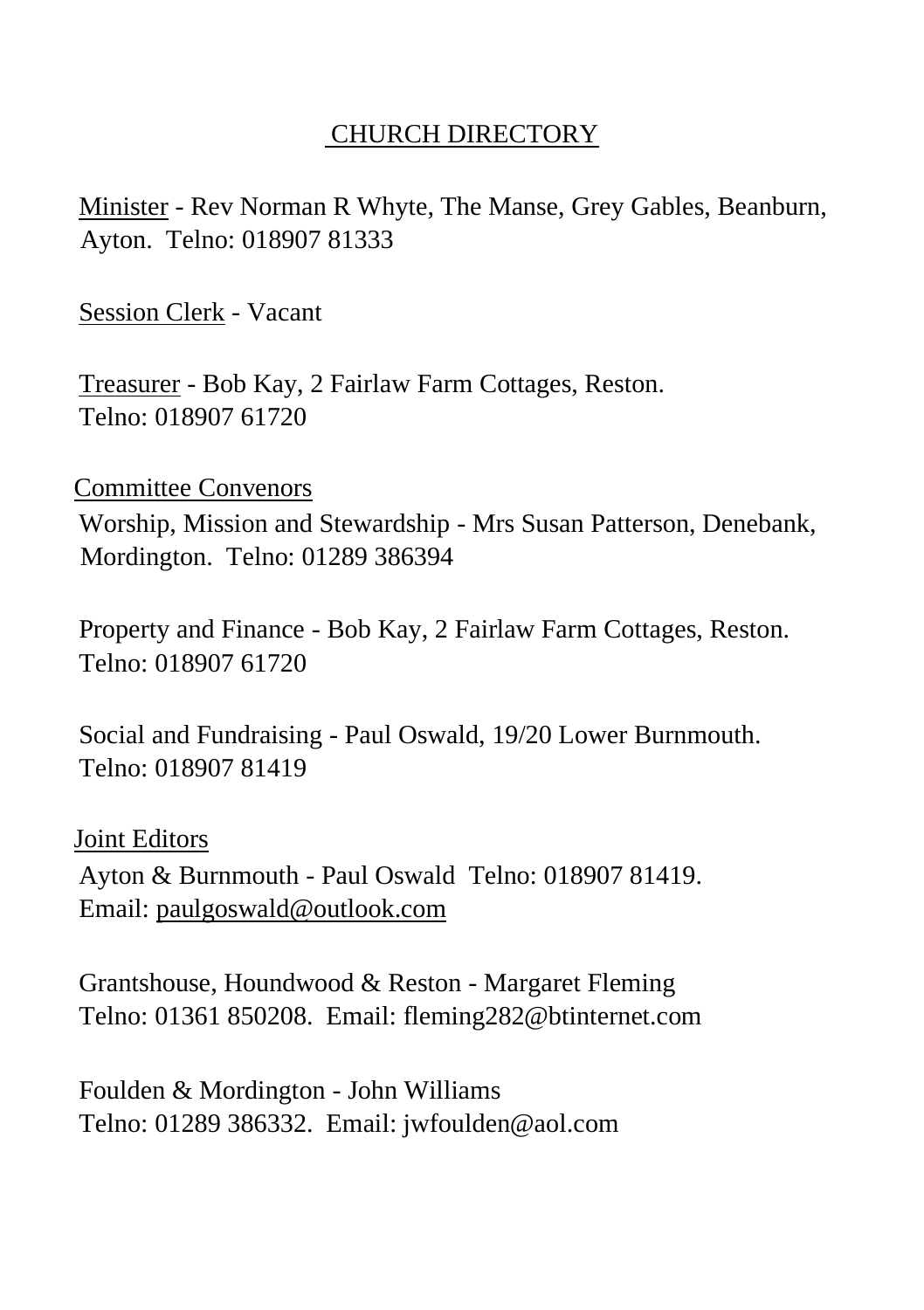# CHURCH DIRECTORY

Minister - Rev Norman R Whyte, The Manse, Grey Gables, Beanburn, Ayton. Telno: 018907 81333

Session Clerk - Vacant

Treasurer - Bob Kay, 2 Fairlaw Farm Cottages, Reston.
Telno: 018907 61720

## Committee Convenors

Worship, Mission and Stewardship - Mrs Susan Patterson, Denebank, Mordington. Telno: 01289 386394

Property and Finance - Bob Kay, 2 Fairlaw Farm Cottages, Reston.
Telno: 018907 61720

Social and Fundraising - Paul Oswald, 19/20 Lower Burnmouth.
Telno: 018907 81419

## Joint Editors

Ayton & Burnmouth - Paul Oswald Telno: 018907 81419.
Email: paulgoswald@outlook.com

Grantshouse, Houndwood & Reston - Margaret Fleming
Telno: 01361 850208. Email: fleming282@btinternet.com

Foulden & Mordington - John Williams
Telno: 01289 386332. Email: jwfoulden@aol.com